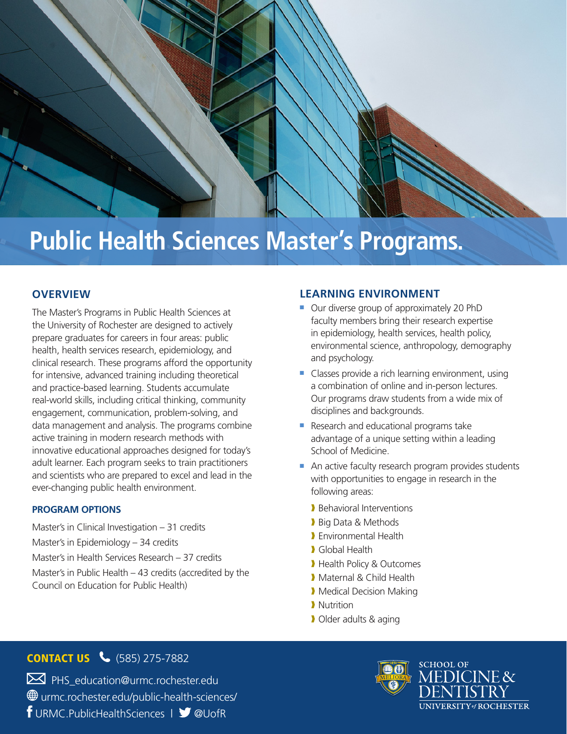# Public Health Sciences Master's Programs.

## OVERVIEW

The Master's Programs in Public Health Sciences at the University of Rochester are designed to actively prepare graduates for careers in four areas: public health, health services research, epidemiology, and clinical research. These programs afford the opportunity for intensive, advanced training including theoretical and practice-based learning. Students accumulate real-world skills, including critical thinking, community engagement, communication, problem-solving, and data management and analysis. The programs combine active training in modern research methods with innovative educational approaches designed for today's adult learner. Each program seeks to train practitioners and scientists who are prepared to excel and lead in the ever-changing public health environment.

### PROGRAM OPTIONS

Master's in Clinical Investigation – 31 credits

Master's in Epidemiology – 34 credits

Master's in Health Services Research – 37 credits

Master's in Public Health – 43 credits (accredited by the Council on Education for Public Health)

## LEARNING ENVIRONMENT

- Our diverse group of approximately 20 PhD faculty members bring their research expertise in epidemiology, health services, health policy, environmental science, anthropology, demography and psychology.
- Classes provide a rich learning environment, using a combination of online and in-person lectures. Our programs draw students from a wide mix of disciplines and backgrounds.
- Research and educational programs take advantage of a unique setting within a leading School of Medicine.
- An active faculty research program provides students with opportunities to engage in research in the following areas:
  - Behavioral Interventions
  - Big Data & Methods
  - Environmental Health
  - Global Health
  - Health Policy & Outcomes
  - Maternal & Child Health
  - Medical Decision Making
  - Nutrition
  - Older adults & aging

**CONTACT US** (585) 275-7882

PHS_education@urmc.rochester.edu

urmc.rochester.edu/public-health-sciences/

URMC.PublicHealthSciences | @UofR

SCHOOL OF MEDICINE & DENTISTRY
UNIVERSITY of ROCHESTER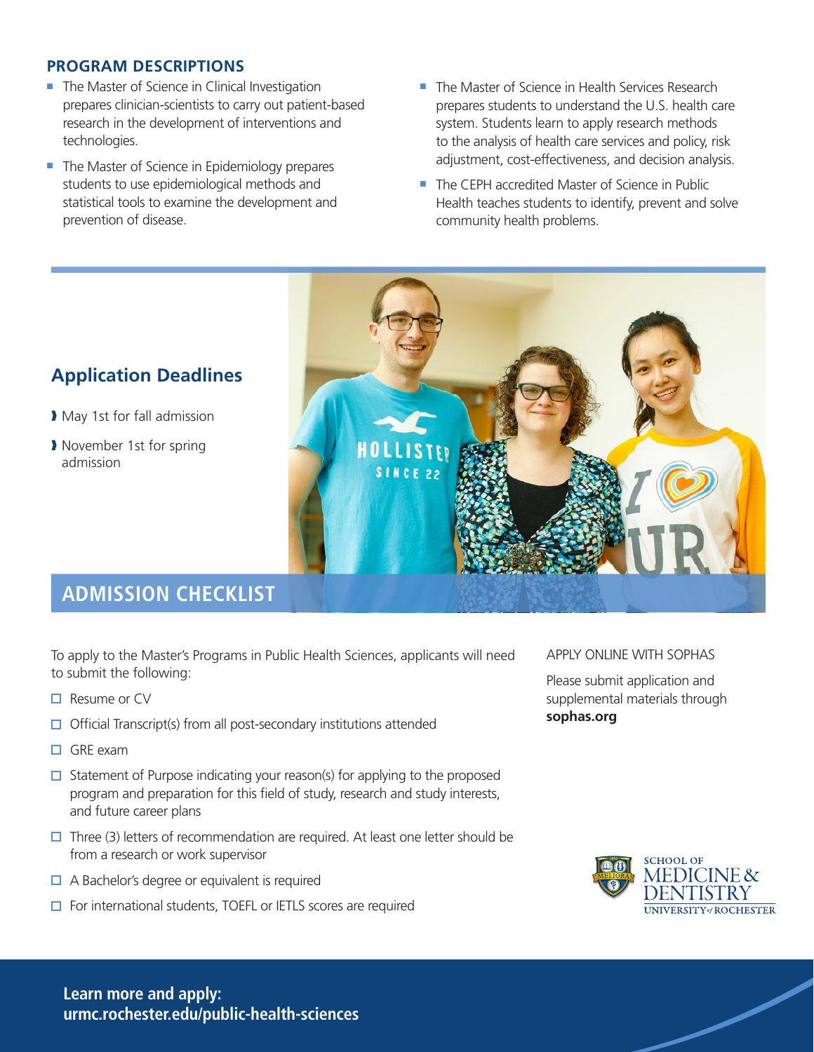## PROGRAM DESCRIPTIONS

- The Master of Science in Clinical Investigation prepares clinician-scientists to carry out patient-based research in the development of interventions and technologies.
- The Master of Science in Epidemiology prepares students to use epidemiological methods and statistical tools to examine the development and prevention of disease.
- The Master of Science in Health Services Research prepares students to understand the U.S. health care system. Students learn to apply research methods to the analysis of health care services and policy, risk adjustment, cost-effectiveness, and decision analysis.
- The CEPH accredited Master of Science in Public Health teaches students to identify, prevent and solve community health problems.

## Application Deadlines

- May 1st for fall admission
- November 1st for spring admission

## ADMISSION CHECKLIST

To apply to the Master's Programs in Public Health Sciences, applicants will need to submit the following:

- ☐ Resume or CV
- ☐ Official Transcript(s) from all post-secondary institutions attended
- ☐ GRE exam
- ☐ Statement of Purpose indicating your reason(s) for applying to the proposed program and preparation for this field of study, research and study interests, and future career plans
- ☐ Three (3) letters of recommendation are required. At least one letter should be from a research or work supervisor
- ☐ A Bachelor's degree or equivalent is required
- ☐ For international students, TOEFL or IETLS scores are required

APPLY ONLINE WITH SOPHAS

Please submit application and supplemental materials through **sophas.org**

SCHOOL OF MEDICINE & DENTISTRY
UNIVERSITY of ROCHESTER

**Learn more and apply:**
**urmc.rochester.edu/public-health-sciences**